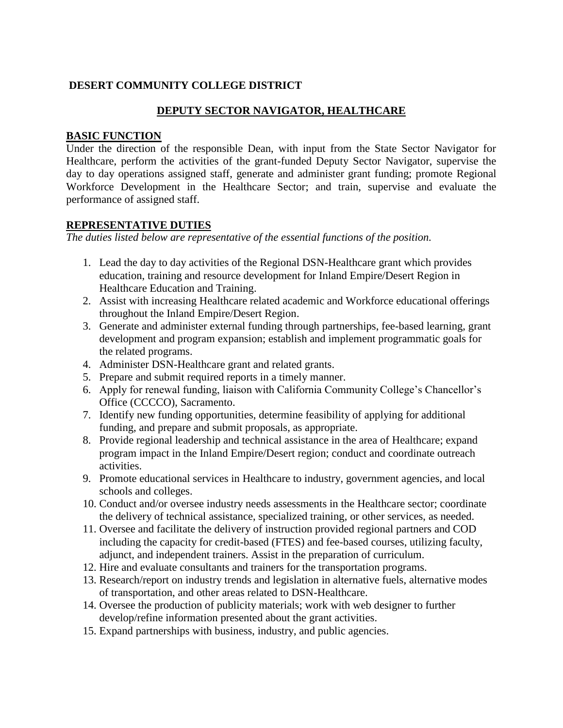**DESERT COMMUNITY COLLEGE DISTRICT**

## DEPUTY SECTOR NAVIGATOR, HEALTHCARE

### BASIC FUNCTION

Under the direction of the responsible Dean, with input from the State Sector Navigator for Healthcare, perform the activities of the grant-funded Deputy Sector Navigator, supervise the day to day operations assigned staff, generate and administer grant funding; promote Regional Workforce Development in the Healthcare Sector; and train, supervise and evaluate the performance of assigned staff.

### REPRESENTATIVE DUTIES

*The duties listed below are representative of the essential functions of the position.*

1. Lead the day to day activities of the Regional DSN-Healthcare grant which provides education, training and resource development for Inland Empire/Desert Region in Healthcare Education and Training.
2. Assist with increasing Healthcare related academic and Workforce educational offerings throughout the Inland Empire/Desert Region.
3. Generate and administer external funding through partnerships, fee-based learning, grant development and program expansion; establish and implement programmatic goals for the related programs.
4. Administer DSN-Healthcare grant and related grants.
5. Prepare and submit required reports in a timely manner.
6. Apply for renewal funding, liaison with California Community College's Chancellor's Office (CCCCO), Sacramento.
7. Identify new funding opportunities, determine feasibility of applying for additional funding, and prepare and submit proposals, as appropriate.
8. Provide regional leadership and technical assistance in the area of Healthcare; expand program impact in the Inland Empire/Desert region; conduct and coordinate outreach activities.
9. Promote educational services in Healthcare to industry, government agencies, and local schools and colleges.
10. Conduct and/or oversee industry needs assessments in the Healthcare sector; coordinate the delivery of technical assistance, specialized training, or other services, as needed.
11. Oversee and facilitate the delivery of instruction provided regional partners and COD including the capacity for credit-based (FTES) and fee-based courses, utilizing faculty, adjunct, and independent trainers. Assist in the preparation of curriculum.
12. Hire and evaluate consultants and trainers for the transportation programs.
13. Research/report on industry trends and legislation in alternative fuels, alternative modes of transportation, and other areas related to DSN-Healthcare.
14. Oversee the production of publicity materials; work with web designer to further develop/refine information presented about the grant activities.
15. Expand partnerships with business, industry, and public agencies.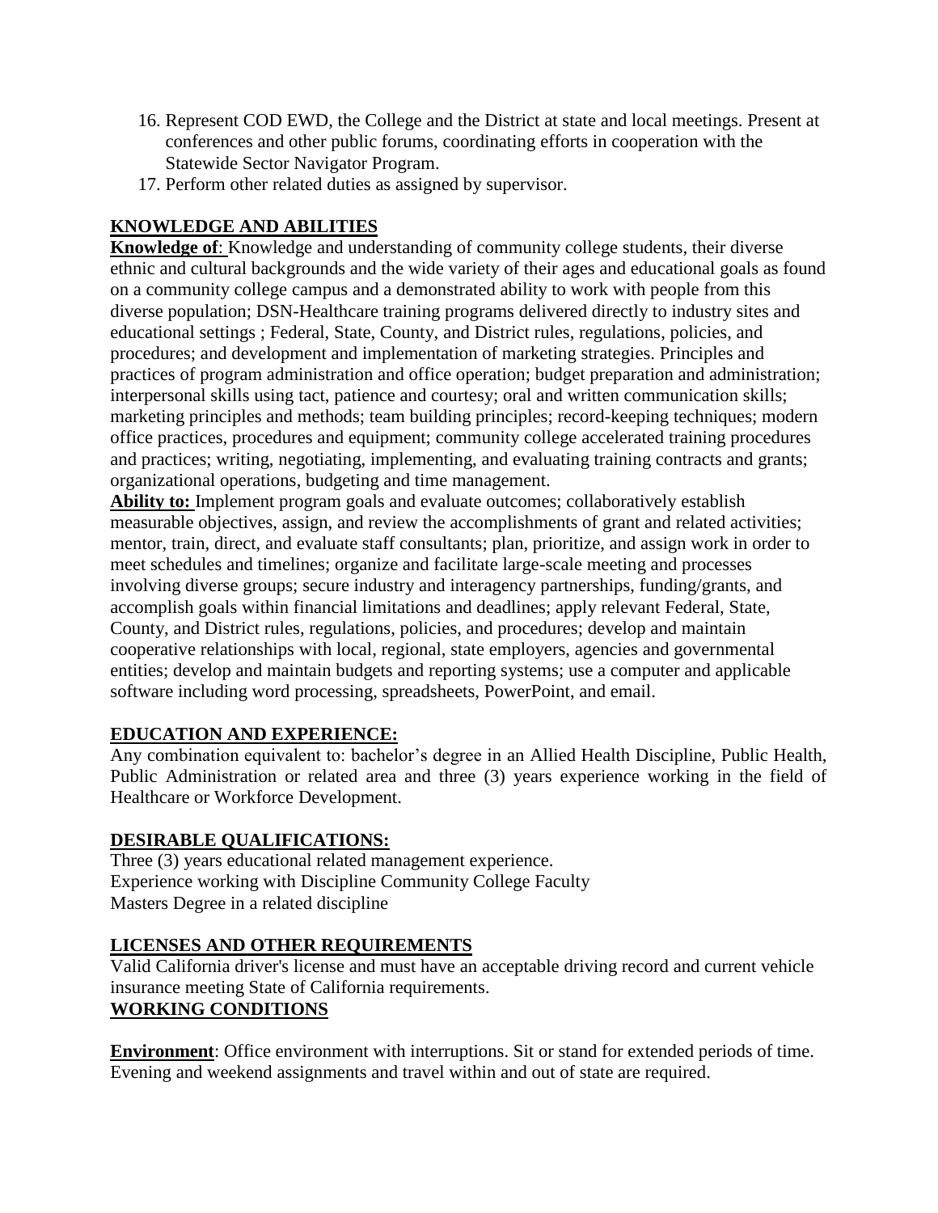16. Represent COD EWD, the College and the District at state and local meetings. Present at conferences and other public forums, coordinating efforts in cooperation with the Statewide Sector Navigator Program.
17. Perform other related duties as assigned by supervisor.

## KNOWLEDGE AND ABILITIES

**Knowledge of**: Knowledge and understanding of community college students, their diverse ethnic and cultural backgrounds and the wide variety of their ages and educational goals as found on a community college campus and a demonstrated ability to work with people from this diverse population; DSN-Healthcare training programs delivered directly to industry sites and educational settings ; Federal, State, County, and District rules, regulations, policies, and procedures; and development and implementation of marketing strategies. Principles and practices of program administration and office operation; budget preparation and administration; interpersonal skills using tact, patience and courtesy; oral and written communication skills; marketing principles and methods; team building principles; record-keeping techniques; modern office practices, procedures and equipment; community college accelerated training procedures and practices; writing, negotiating, implementing, and evaluating training contracts and grants; organizational operations, budgeting and time management.

**Ability to:** Implement program goals and evaluate outcomes; collaboratively establish measurable objectives, assign, and review the accomplishments of grant and related activities; mentor, train, direct, and evaluate staff consultants; plan, prioritize, and assign work in order to meet schedules and timelines; organize and facilitate large-scale meeting and processes involving diverse groups; secure industry and interagency partnerships, funding/grants, and accomplish goals within financial limitations and deadlines; apply relevant Federal, State, County, and District rules, regulations, policies, and procedures; develop and maintain cooperative relationships with local, regional, state employers, agencies and governmental entities; develop and maintain budgets and reporting systems; use a computer and applicable software including word processing, spreadsheets, PowerPoint, and email.

## EDUCATION AND EXPERIENCE:

Any combination equivalent to: bachelor's degree in an Allied Health Discipline, Public Health, Public Administration or related area and three (3) years experience working in the field of Healthcare or Workforce Development.

## DESIRABLE QUALIFICATIONS:

Three (3) years educational related management experience.
Experience working with Discipline Community College Faculty
Masters Degree in a related discipline

## LICENSES AND OTHER REQUIREMENTS

Valid California driver's license and must have an acceptable driving record and current vehicle insurance meeting State of California requirements.

## WORKING CONDITIONS

**Environment**: Office environment with interruptions. Sit or stand for extended periods of time. Evening and weekend assignments and travel within and out of state are required.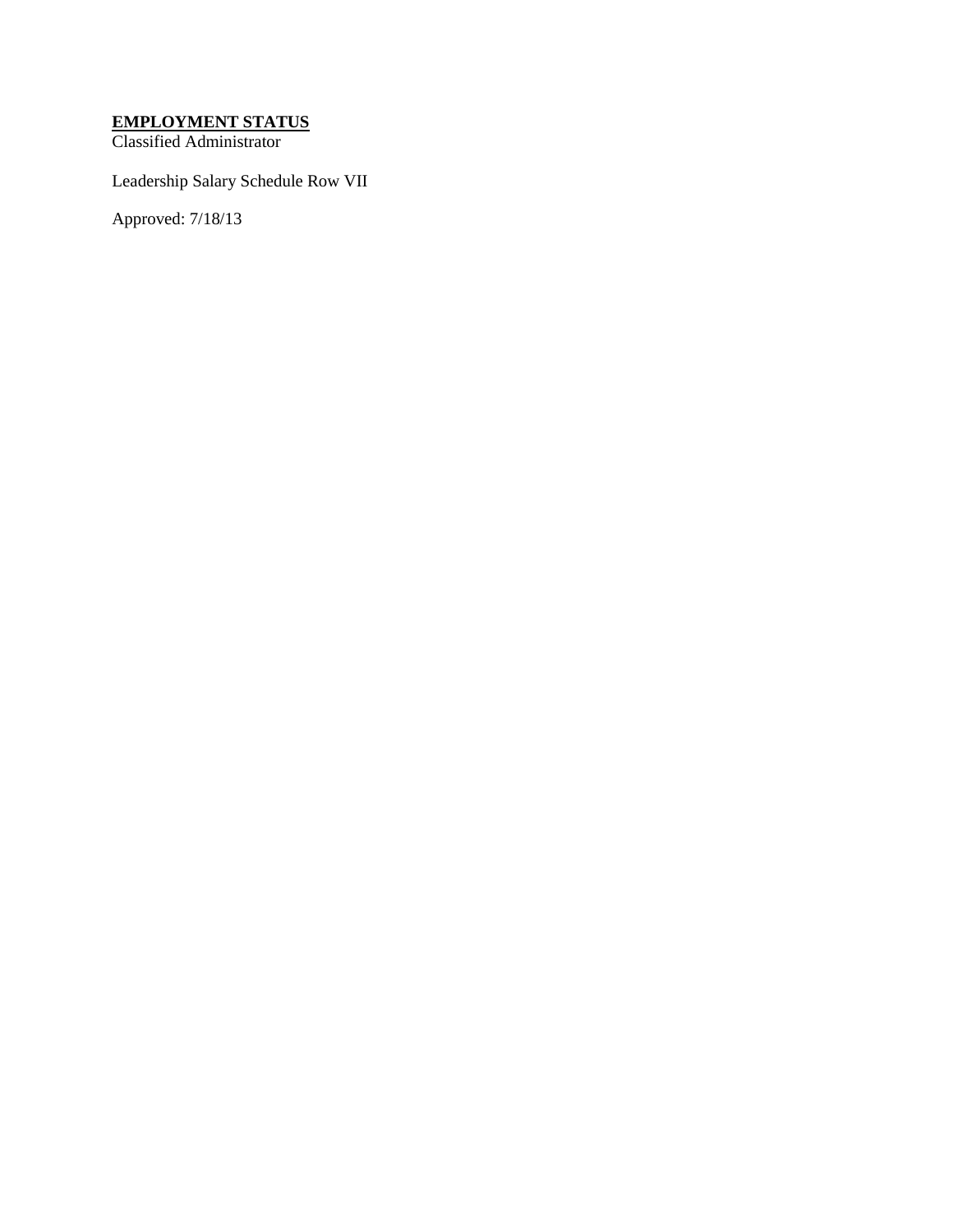**EMPLOYMENT STATUS**
Classified Administrator

Leadership Salary Schedule Row VII

Approved: 7/18/13